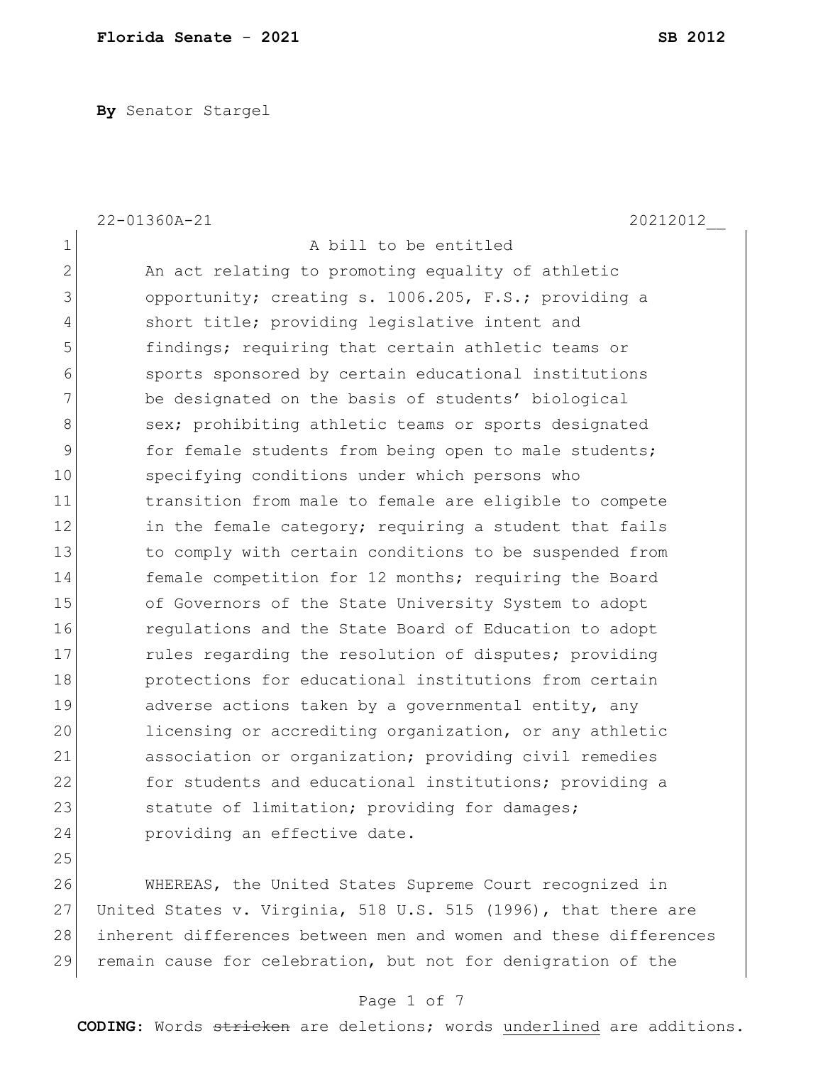**By** Senator Stargel

22-01360A-21 20212012__

A bill to be entitled

An act relating to promoting equality of athletic opportunity; creating s. 1006.205, F.S.; providing a short title; providing legislative intent and findings; requiring that certain athletic teams or sports sponsored by certain educational institutions be designated on the basis of students' biological sex; prohibiting athletic teams or sports designated for female students from being open to male students; specifying conditions under which persons who transition from male to female are eligible to compete in the female category; requiring a student that fails to comply with certain conditions to be suspended from female competition for 12 months; requiring the Board of Governors of the State University System to adopt regulations and the State Board of Education to adopt rules regarding the resolution of disputes; providing protections for educational institutions from certain adverse actions taken by a governmental entity, any licensing or accrediting organization, or any athletic association or organization; providing civil remedies for students and educational institutions; providing a statute of limitation; providing for damages; providing an effective date.

WHEREAS, the United States Supreme Court recognized in United States v. Virginia, 518 U.S. 515 (1996), that there are inherent differences between men and women and these differences remain cause for celebration, but not for denigration of the

**CODING:** Words ~~stricken~~ are deletions; words <u>underlined</u> are additions.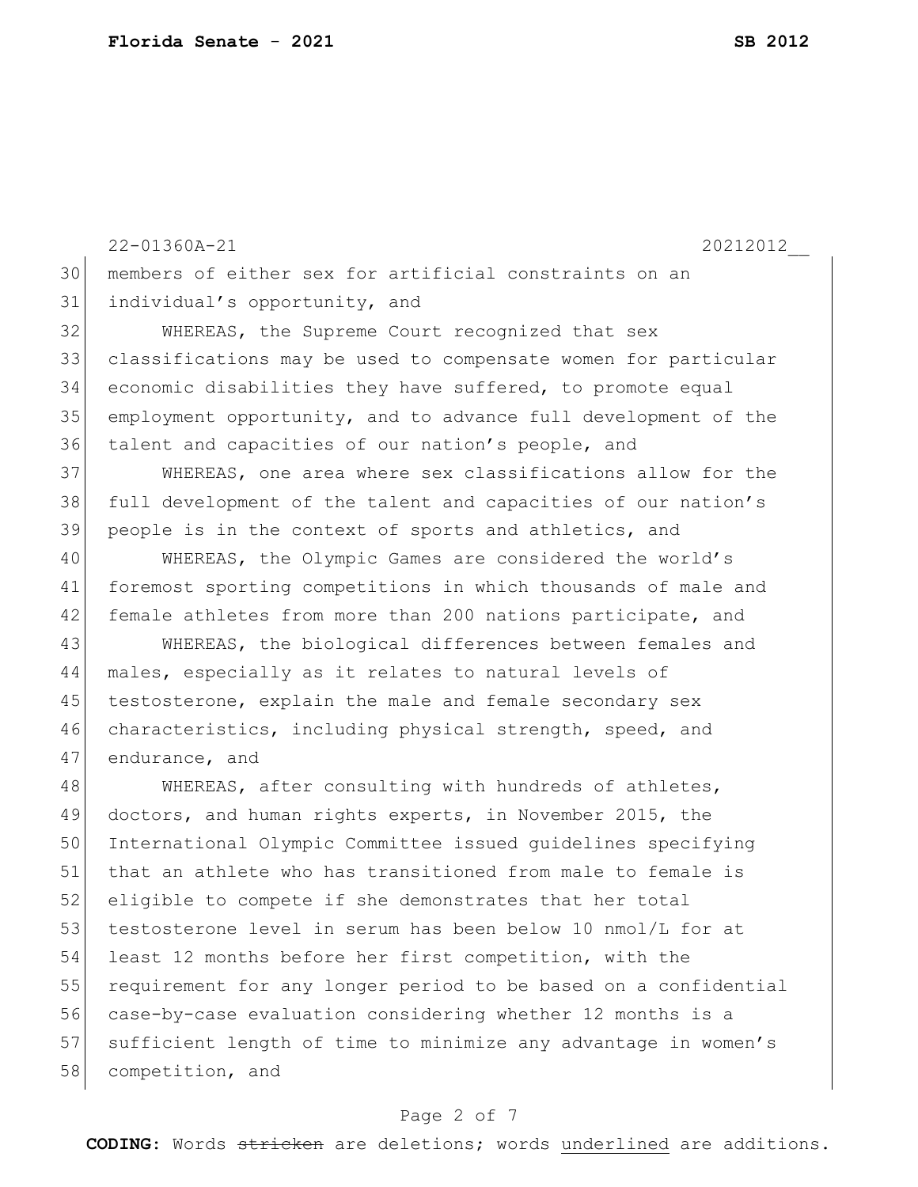members of either sex for artificial constraints on an individual's opportunity, and

WHEREAS, the Supreme Court recognized that sex classifications may be used to compensate women for particular economic disabilities they have suffered, to promote equal employment opportunity, and to advance full development of the talent and capacities of our nation's people, and

WHEREAS, one area where sex classifications allow for the full development of the talent and capacities of our nation's people is in the context of sports and athletics, and

WHEREAS, the Olympic Games are considered the world's foremost sporting competitions in which thousands of male and female athletes from more than 200 nations participate, and

WHEREAS, the biological differences between females and males, especially as it relates to natural levels of testosterone, explain the male and female secondary sex characteristics, including physical strength, speed, and endurance, and

WHEREAS, after consulting with hundreds of athletes, doctors, and human rights experts, in November 2015, the International Olympic Committee issued guidelines specifying that an athlete who has transitioned from male to female is eligible to compete if she demonstrates that her total testosterone level in serum has been below 10 nmol/L for at least 12 months before her first competition, with the requirement for any longer period to be based on a confidential case-by-case evaluation considering whether 12 months is a sufficient length of time to minimize any advantage in women's competition, and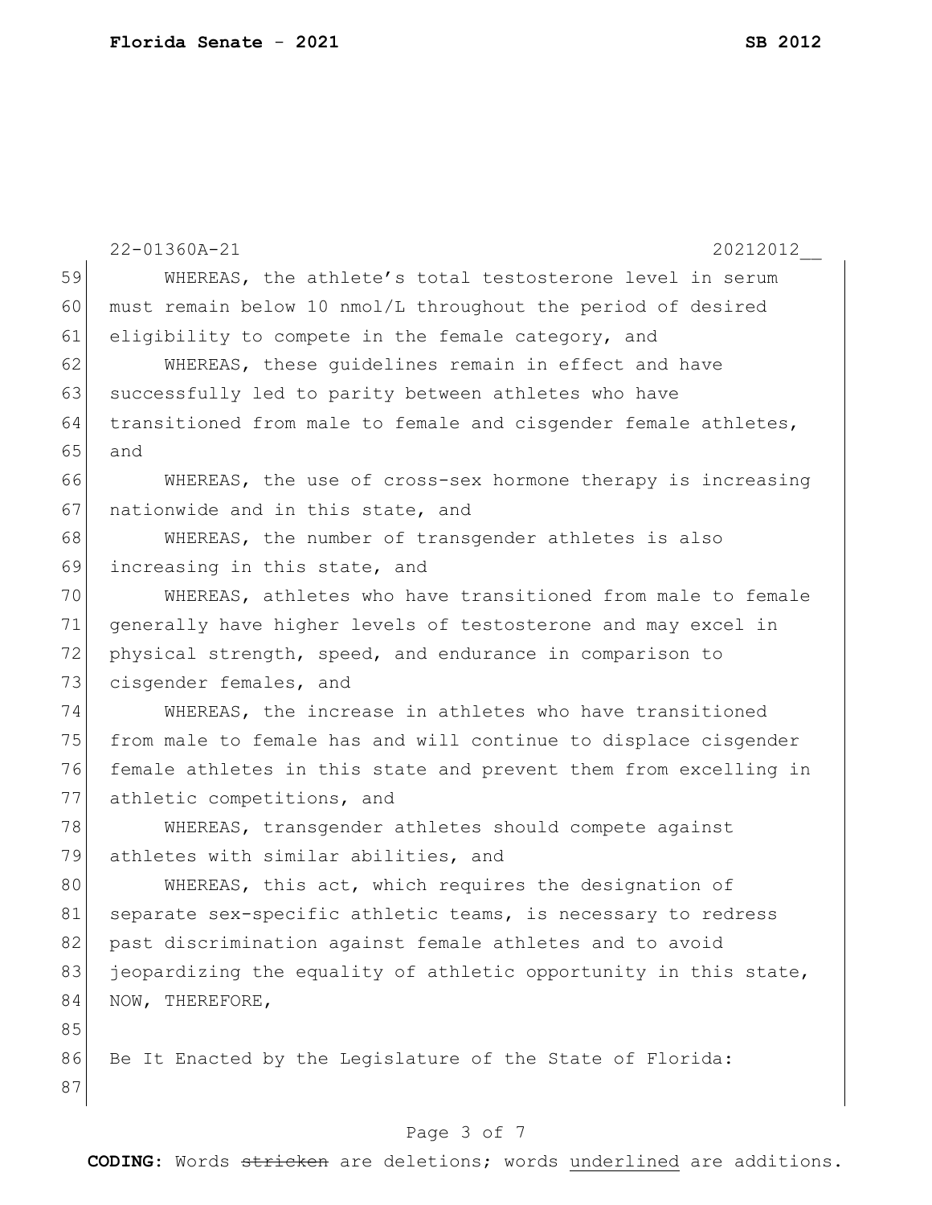WHEREAS, the athlete's total testosterone level in serum must remain below 10 nmol/L throughout the period of desired eligibility to compete in the female category, and

WHEREAS, these guidelines remain in effect and have successfully led to parity between athletes who have transitioned from male to female and cisgender female athletes, and

WHEREAS, the use of cross-sex hormone therapy is increasing nationwide and in this state, and

WHEREAS, the number of transgender athletes is also increasing in this state, and

WHEREAS, athletes who have transitioned from male to female generally have higher levels of testosterone and may excel in physical strength, speed, and endurance in comparison to cisgender females, and

WHEREAS, the increase in athletes who have transitioned from male to female has and will continue to displace cisgender female athletes in this state and prevent them from excelling in athletic competitions, and

WHEREAS, transgender athletes should compete against athletes with similar abilities, and

WHEREAS, this act, which requires the designation of separate sex-specific athletic teams, is necessary to redress past discrimination against female athletes and to avoid jeopardizing the equality of athletic opportunity in this state, NOW, THEREFORE,

Be It Enacted by the Legislature of the State of Florida: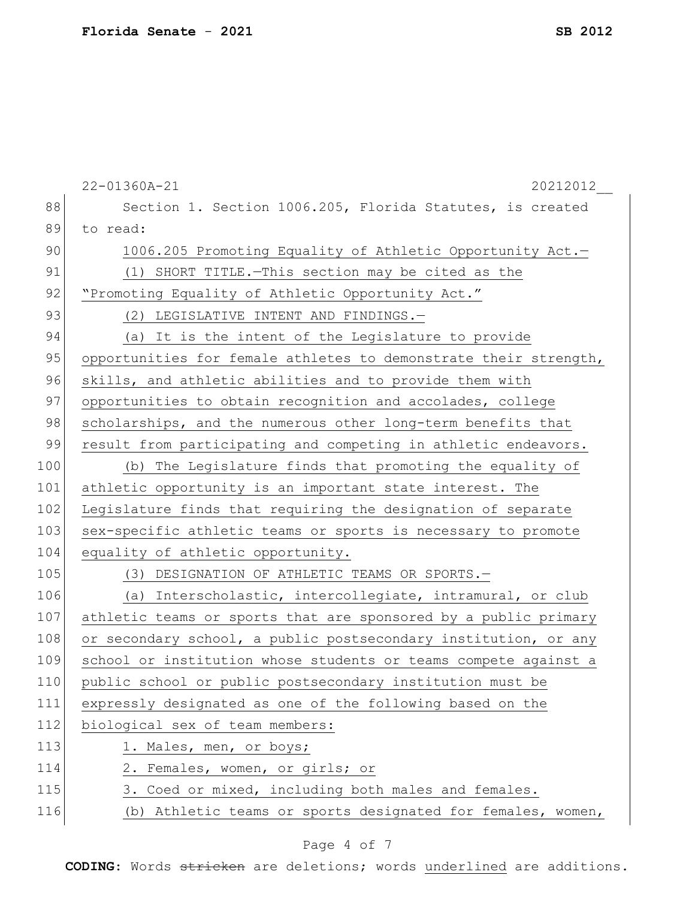Section 1. Section 1006.205, Florida Statutes, is created to read:

1006.205 Promoting Equality of Athletic Opportunity Act.—

(1) SHORT TITLE.—This section may be cited as the "Promoting Equality of Athletic Opportunity Act."

(2) LEGISLATIVE INTENT AND FINDINGS.—

(a) It is the intent of the Legislature to provide opportunities for female athletes to demonstrate their strength, skills, and athletic abilities and to provide them with opportunities to obtain recognition and accolades, college scholarships, and the numerous other long-term benefits that result from participating and competing in athletic endeavors.

(b) The Legislature finds that promoting the equality of athletic opportunity is an important state interest. The Legislature finds that requiring the designation of separate sex-specific athletic teams or sports is necessary to promote equality of athletic opportunity.

(3) DESIGNATION OF ATHLETIC TEAMS OR SPORTS.—

(a) Interscholastic, intercollegiate, intramural, or club athletic teams or sports that are sponsored by a public primary or secondary school, a public postsecondary institution, or any school or institution whose students or teams compete against a public school or public postsecondary institution must be expressly designated as one of the following based on the biological sex of team members:

1. Males, men, or boys;
2. Females, women, or girls; or
3. Coed or mixed, including both males and females.

(b) Athletic teams or sports designated for females, women,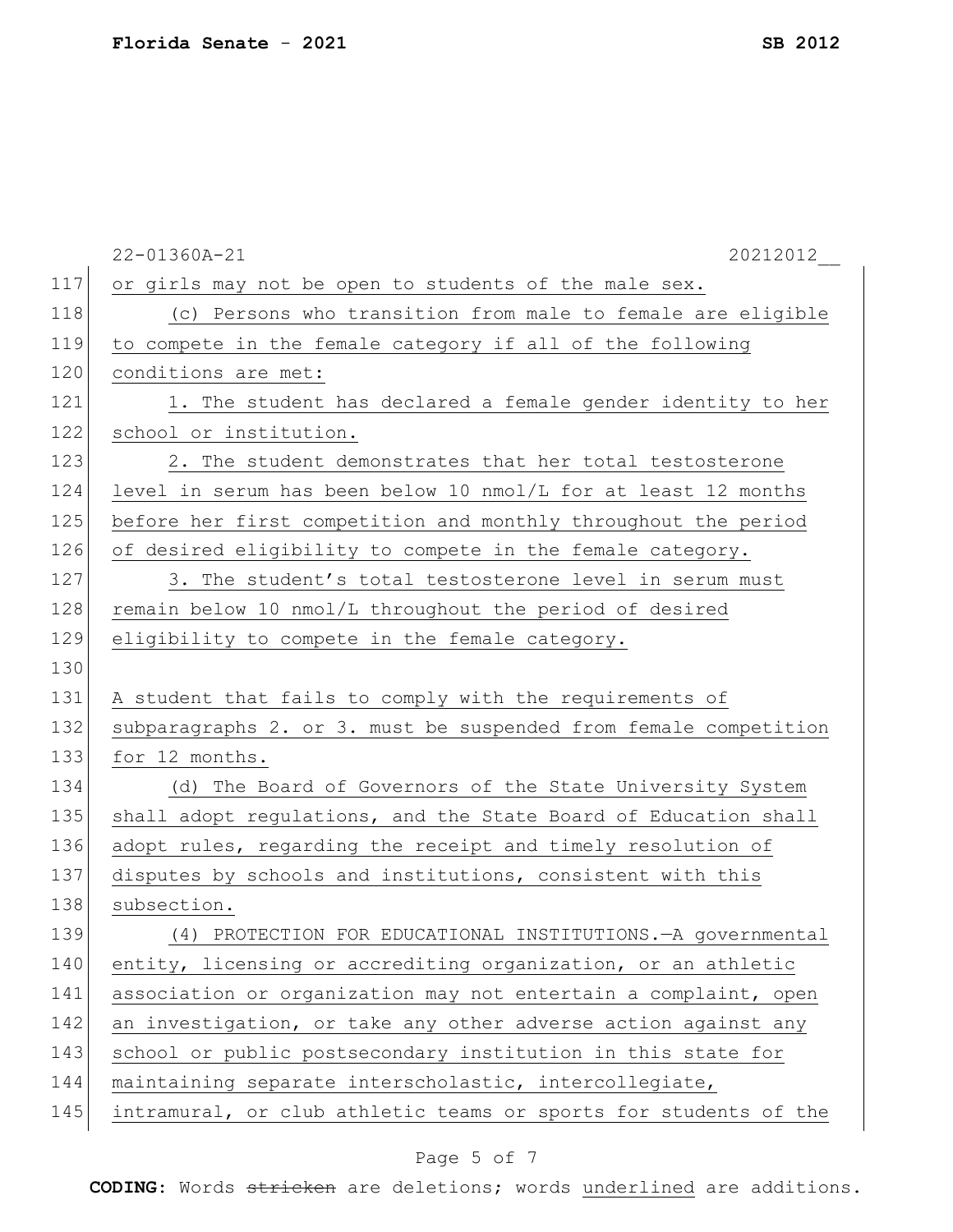22-01360A-21 20212012__

or girls may not be open to students of the male sex.

(c) Persons who transition from male to female are eligible to compete in the female category if all of the following conditions are met:

1. The student has declared a female gender identity to her school or institution.

2. The student demonstrates that her total testosterone level in serum has been below 10 nmol/L for at least 12 months before her first competition and monthly throughout the period of desired eligibility to compete in the female category.

3. The student's total testosterone level in serum must remain below 10 nmol/L throughout the period of desired eligibility to compete in the female category.

A student that fails to comply with the requirements of subparagraphs 2. or 3. must be suspended from female competition for 12 months.

(d) The Board of Governors of the State University System shall adopt regulations, and the State Board of Education shall adopt rules, regarding the receipt and timely resolution of disputes by schools and institutions, consistent with this subsection.

(4) PROTECTION FOR EDUCATIONAL INSTITUTIONS.—A governmental entity, licensing or accrediting organization, or an athletic association or organization may not entertain a complaint, open an investigation, or take any other adverse action against any school or public postsecondary institution in this state for maintaining separate interscholastic, intercollegiate, intramural, or club athletic teams or sports for students of the

**CODING:** Words ~~stricken~~ are deletions; words underlined are additions.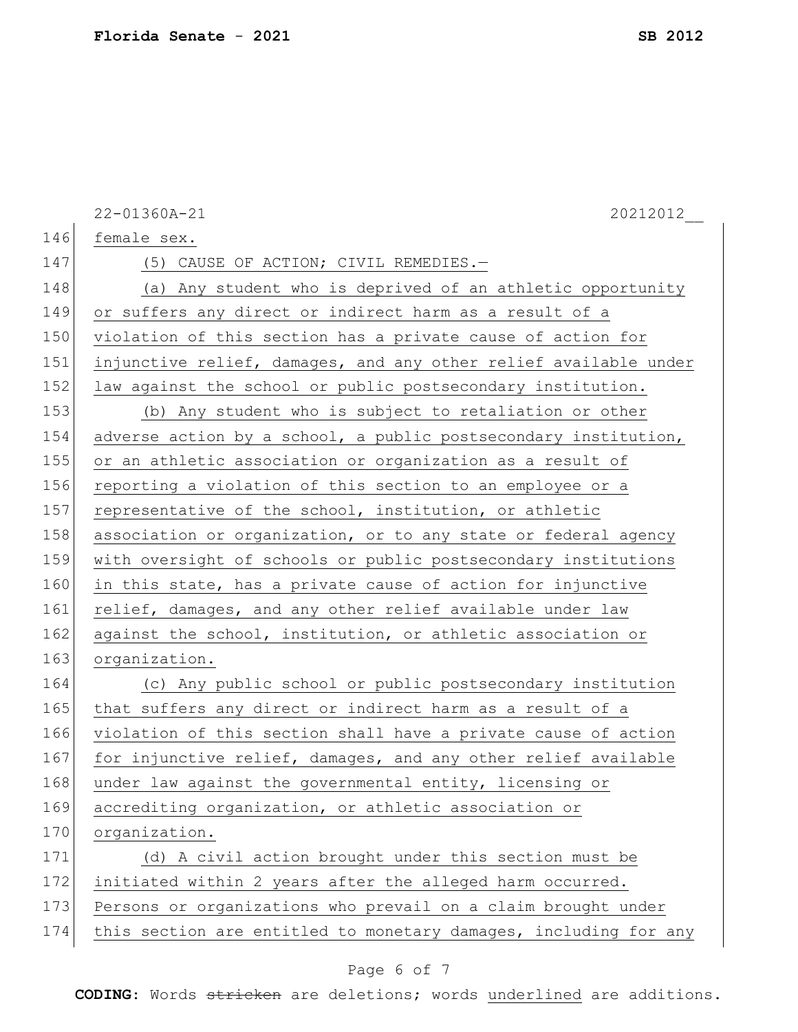female sex.

(5) CAUSE OF ACTION; CIVIL REMEDIES.—

(a) Any student who is deprived of an athletic opportunity or suffers any direct or indirect harm as a result of a violation of this section has a private cause of action for injunctive relief, damages, and any other relief available under law against the school or public postsecondary institution.

(b) Any student who is subject to retaliation or other adverse action by a school, a public postsecondary institution, or an athletic association or organization as a result of reporting a violation of this section to an employee or a representative of the school, institution, or athletic association or organization, or to any state or federal agency with oversight of schools or public postsecondary institutions in this state, has a private cause of action for injunctive relief, damages, and any other relief available under law against the school, institution, or athletic association or organization.

(c) Any public school or public postsecondary institution that suffers any direct or indirect harm as a result of a violation of this section shall have a private cause of action for injunctive relief, damages, and any other relief available under law against the governmental entity, licensing or accrediting organization, or athletic association or organization.

(d) A civil action brought under this section must be initiated within 2 years after the alleged harm occurred. Persons or organizations who prevail on a claim brought under this section are entitled to monetary damages, including for any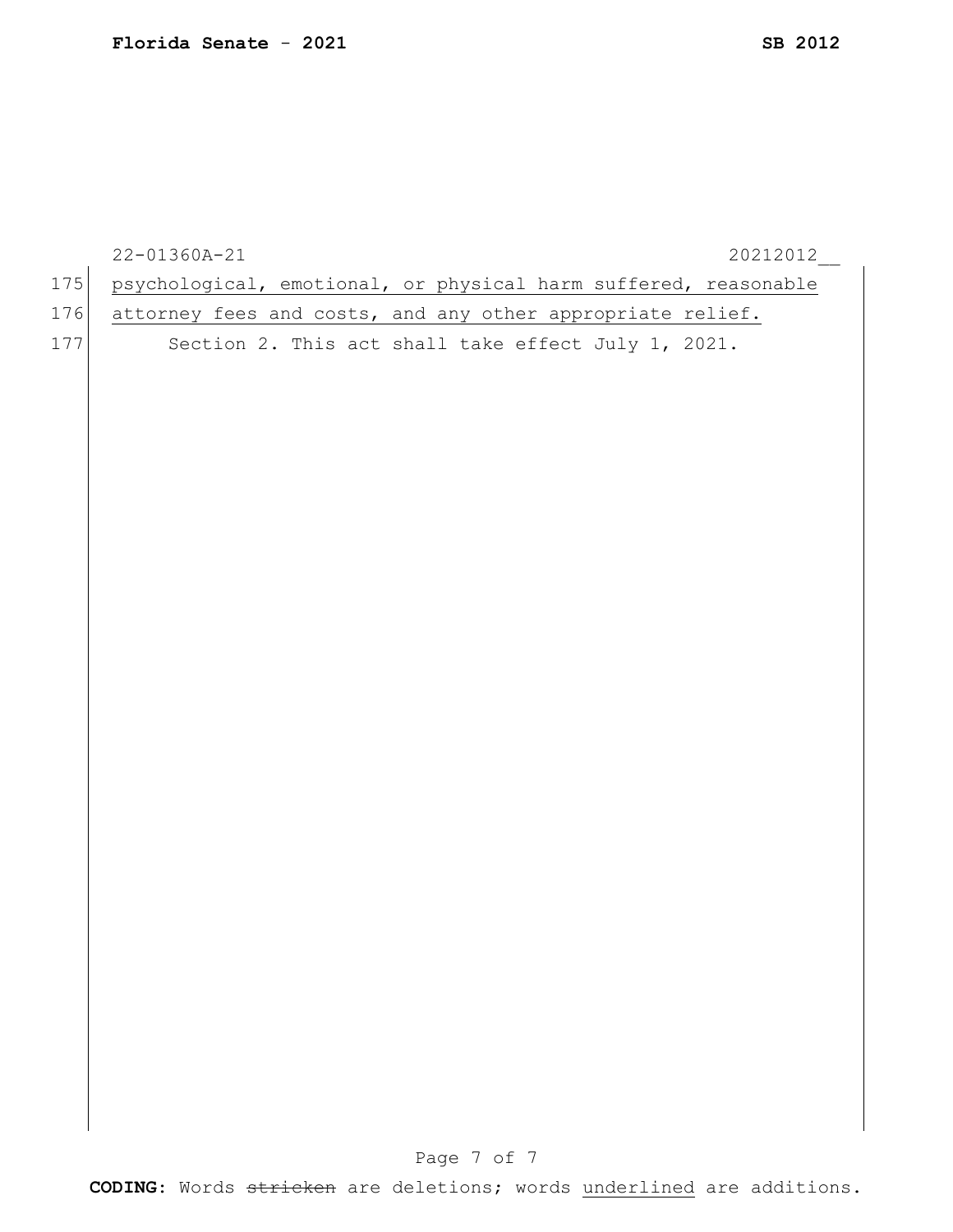22-01360A-21 20212012__

175 psychological, emotional, or physical harm suffered, reasonable

176 attorney fees and costs, and any other appropriate relief.

177 Section 2. This act shall take effect July 1, 2021.

**CODING:** Words ~~stricken~~ are deletions; words underlined are additions.